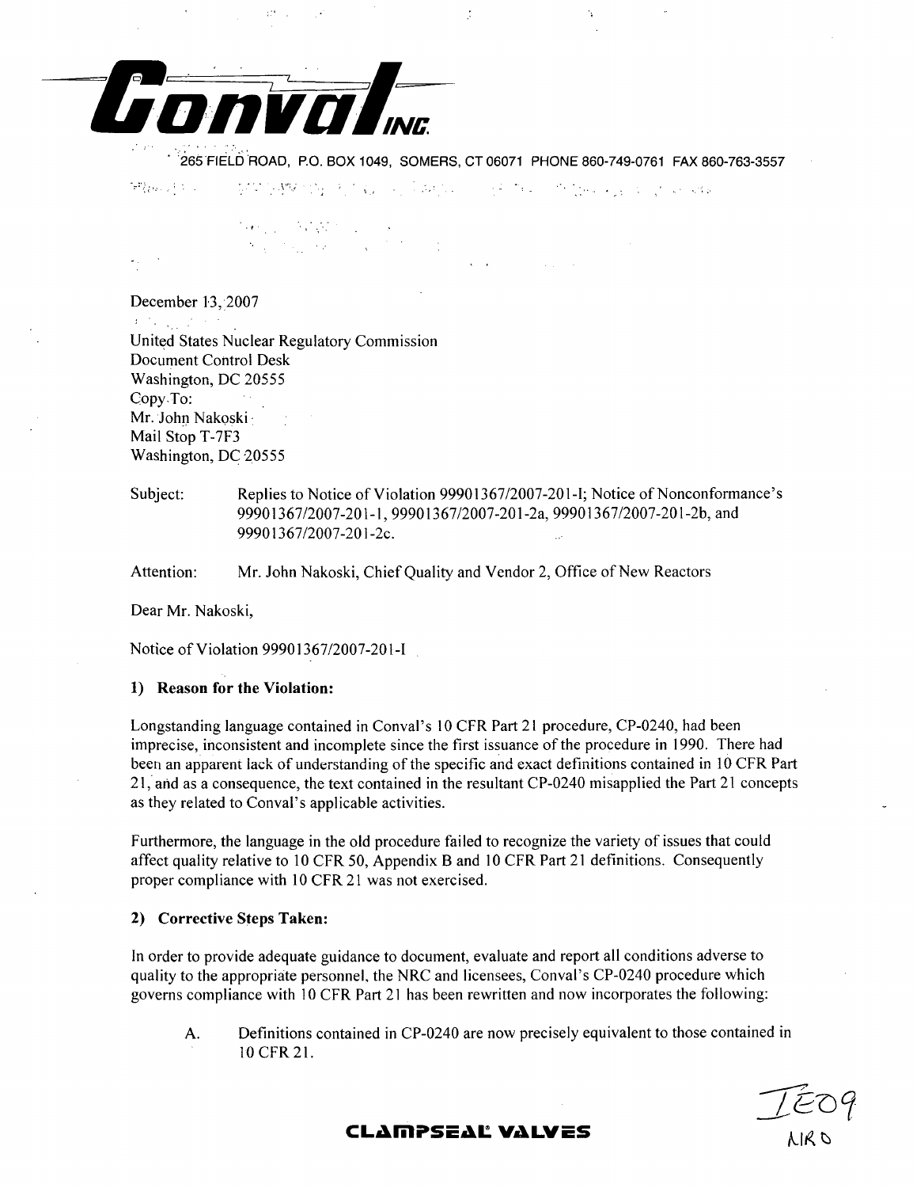**Conval INC.**

265 FIELD ROAD, P.O. BOX 1049, SOMERS, CT 06071 PHONE 860-749-0761 FAX 860-763-3557

December 13, 2007

United States Nuclear Regulatory Commission
Document Control Desk
Washington, DC 20555
Copy To:
Mr. John Nakoski
Mail Stop T-7F3
Washington, DC 20555

Subject: Replies to Notice of Violation 99901367/2007-201-I; Notice of Nonconformance's 99901367/2007-201-1, 99901367/2007-201-2a, 99901367/2007-201-2b, and 99901367/2007-201-2c.

Attention: Mr. John Nakoski, Chief Quality and Vendor 2, Office of New Reactors

Dear Mr. Nakoski,

Notice of Violation 99901367/2007-201-I

**1) Reason for the Violation:**

Longstanding language contained in Conval's 10 CFR Part 21 procedure, CP-0240, had been imprecise, inconsistent and incomplete since the first issuance of the procedure in 1990. There had been an apparent lack of understanding of the specific and exact definitions contained in 10 CFR Part 21, and as a consequence, the text contained in the resultant CP-0240 misapplied the Part 21 concepts as they related to Conval's applicable activities.

Furthermore, the language in the old procedure failed to recognize the variety of issues that could affect quality relative to 10 CFR 50, Appendix B and 10 CFR Part 21 definitions. Consequently proper compliance with 10 CFR 21 was not exercised.

**2) Corrective Steps Taken:**

In order to provide adequate guidance to document, evaluate and report all conditions adverse to quality to the appropriate personnel, the NRC and licensees, Conval's CP-0240 procedure which governs compliance with 10 CFR Part 21 has been rewritten and now incorporates the following:

A. Definitions contained in CP-0240 are now precisely equivalent to those contained in 10 CFR 21.

**CLAMPSEAL VALVES**

IE09
NRC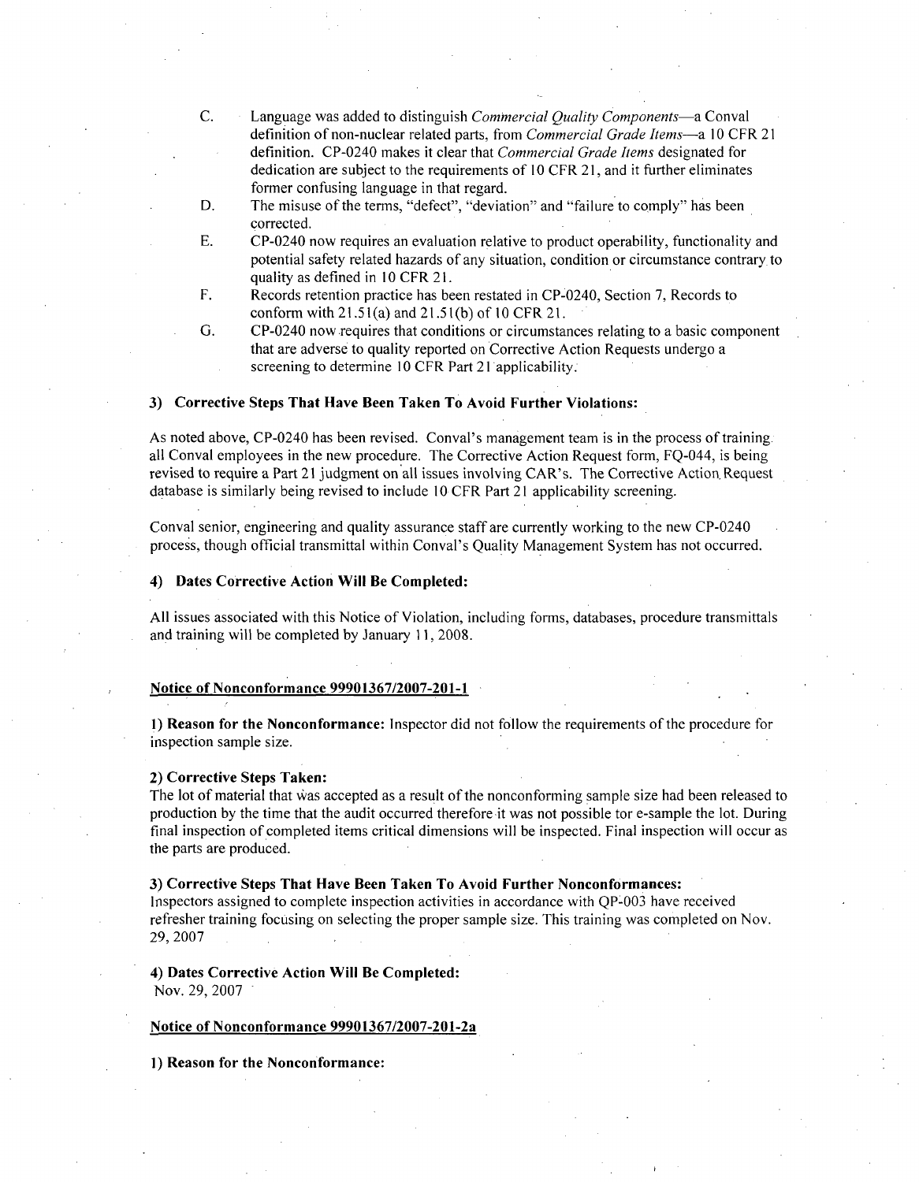C. Language was added to distinguish *Commercial Quality Components*—a Conval definition of non-nuclear related parts, from *Commercial Grade Items*—a 10 CFR 21 definition. CP-0240 makes it clear that *Commercial Grade Items* designated for dedication are subject to the requirements of 10 CFR 21, and it further eliminates former confusing language in that regard.

D. The misuse of the terms, "defect", "deviation" and "failure to comply" has been corrected.

E. CP-0240 now requires an evaluation relative to product operability, functionality and potential safety related hazards of any situation, condition or circumstance contrary to quality as defined in 10 CFR 21.

F. Records retention practice has been restated in CP-0240, Section 7, Records to conform with 21.51(a) and 21.51(b) of 10 CFR 21.

G. CP-0240 now requires that conditions or circumstances relating to a basic component that are adverse to quality reported on Corrective Action Requests undergo a screening to determine 10 CFR Part 21 applicability.

**3) Corrective Steps That Have Been Taken To Avoid Further Violations:**

As noted above, CP-0240 has been revised. Conval's management team is in the process of training all Conval employees in the new procedure. The Corrective Action Request form, FQ-044, is being revised to require a Part 21 judgment on all issues involving CAR's. The Corrective Action Request database is similarly being revised to include 10 CFR Part 21 applicability screening.

Conval senior, engineering and quality assurance staff are currently working to the new CP-0240 process, though official transmittal within Conval's Quality Management System has not occurred.

**4) Dates Corrective Action Will Be Completed:**

All issues associated with this Notice of Violation, including forms, databases, procedure transmittals and training will be completed by January 11, 2008.

**Notice of Nonconformance 99901367/2007-201-1**

**1) Reason for the Nonconformance:** Inspector did not follow the requirements of the procedure for inspection sample size.

**2) Corrective Steps Taken:**
The lot of material that was accepted as a result of the nonconforming sample size had been released to production by the time that the audit occurred therefore it was not possible tor e-sample the lot. During final inspection of completed items critical dimensions will be inspected. Final inspection will occur as the parts are produced.

**3) Corrective Steps That Have Been Taken To Avoid Further Nonconformances:**
Inspectors assigned to complete inspection activities in accordance with QP-003 have received refresher training focusing on selecting the proper sample size. This training was completed on Nov. 29, 2007

**4) Dates Corrective Action Will Be Completed:**
Nov. 29, 2007

**Notice of Nonconformance 99901367/2007-201-2a**

**1) Reason for the Nonconformance:**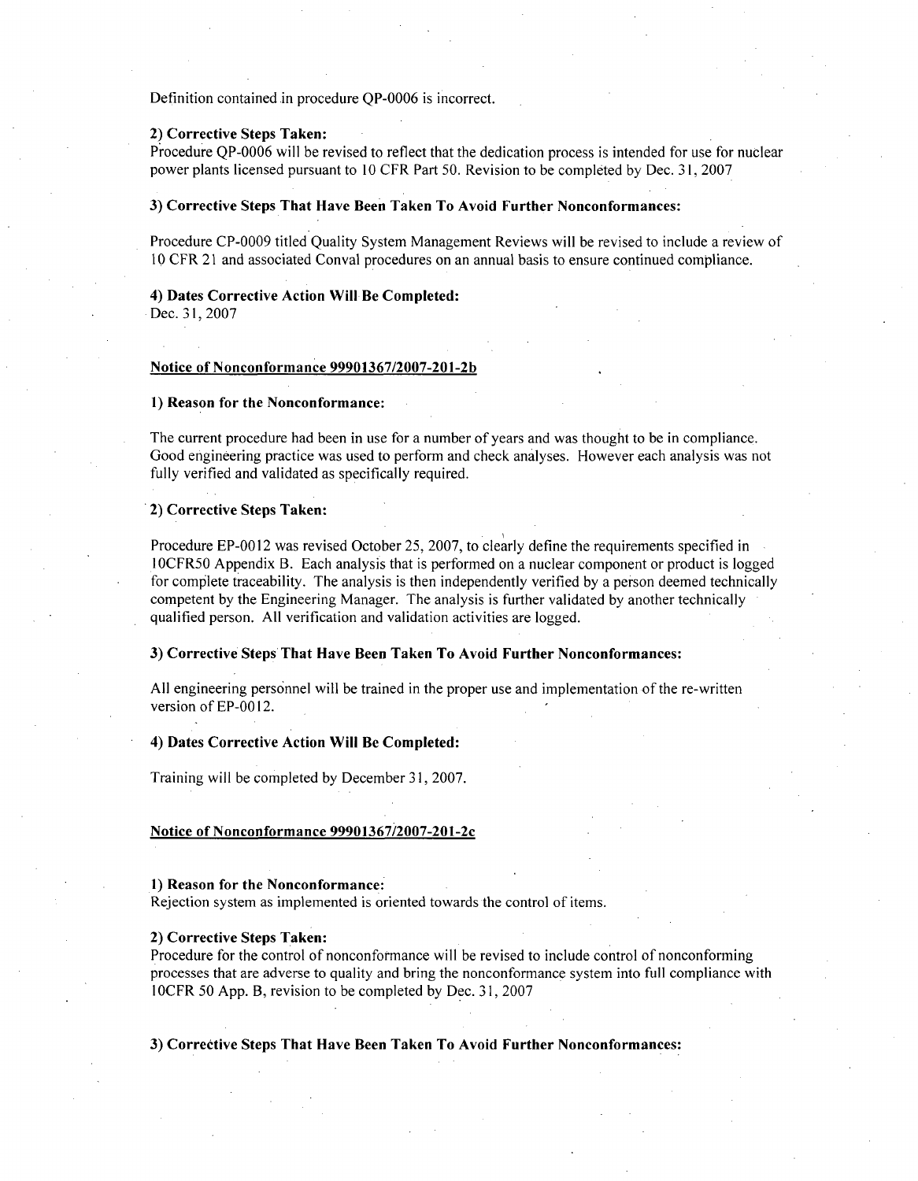Definition contained in procedure QP-0006 is incorrect.

**2) Corrective Steps Taken:**
Procedure QP-0006 will be revised to reflect that the dedication process is intended for use for nuclear power plants licensed pursuant to 10 CFR Part 50. Revision to be completed by Dec. 31, 2007

**3) Corrective Steps That Have Been Taken To Avoid Further Nonconformances:**

Procedure CP-0009 titled Quality System Management Reviews will be revised to include a review of 10 CFR 21 and associated Conval procedures on an annual basis to ensure continued compliance.

**4) Dates Corrective Action Will Be Completed:**
Dec. 31, 2007

**Notice of Nonconformance 99901367/2007-201-2b**

**1) Reason for the Nonconformance:**

The current procedure had been in use for a number of years and was thought to be in compliance. Good engineering practice was used to perform and check analyses. However each analysis was not fully verified and validated as specifically required.

**2) Corrective Steps Taken:**

Procedure EP-0012 was revised October 25, 2007, to clearly define the requirements specified in 10CFR50 Appendix B. Each analysis that is performed on a nuclear component or product is logged for complete traceability. The analysis is then independently verified by a person deemed technically competent by the Engineering Manager. The analysis is further validated by another technically qualified person. All verification and validation activities are logged.

**3) Corrective Steps That Have Been Taken To Avoid Further Nonconformances:**

All engineering personnel will be trained in the proper use and implementation of the re-written version of EP-0012.

**4) Dates Corrective Action Will Be Completed:**

Training will be completed by December 31, 2007.

**Notice of Nonconformance 99901367/2007-201-2c**

**1) Reason for the Nonconformance:**
Rejection system as implemented is oriented towards the control of items.

**2) Corrective Steps Taken:**
Procedure for the control of nonconformance will be revised to include control of nonconforming processes that are adverse to quality and bring the nonconformance system into full compliance with 10CFR 50 App. B, revision to be completed by Dec. 31, 2007

**3) Corrective Steps That Have Been Taken To Avoid Further Nonconformances:**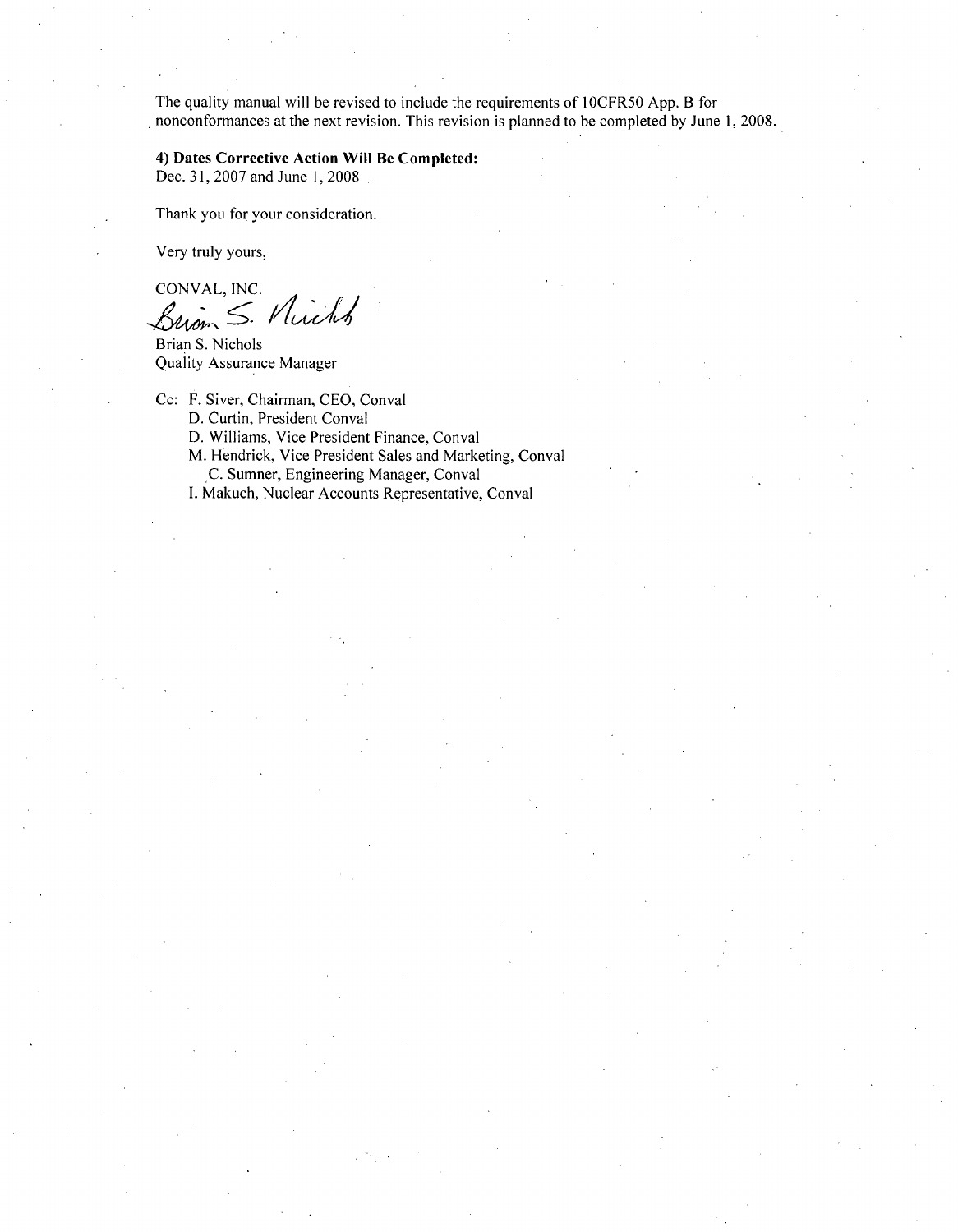The quality manual will be revised to include the requirements of 10CFR50 App. B for nonconformances at the next revision. This revision is planned to be completed by June 1, 2008.

**4) Dates Corrective Action Will Be Completed:**
Dec. 31, 2007 and June 1, 2008

Thank you for your consideration.

Very truly yours,

CONVAL, INC.

Brian S. Nichols

Brian S. Nichols
Quality Assurance Manager

Cc: F. Siver, Chairman, CEO, Conval
D. Curtin, President Conval
D. Williams, Vice President Finance, Conval
M. Hendrick, Vice President Sales and Marketing, Conval
C. Sumner, Engineering Manager, Conval
I. Makuch, Nuclear Accounts Representative, Conval